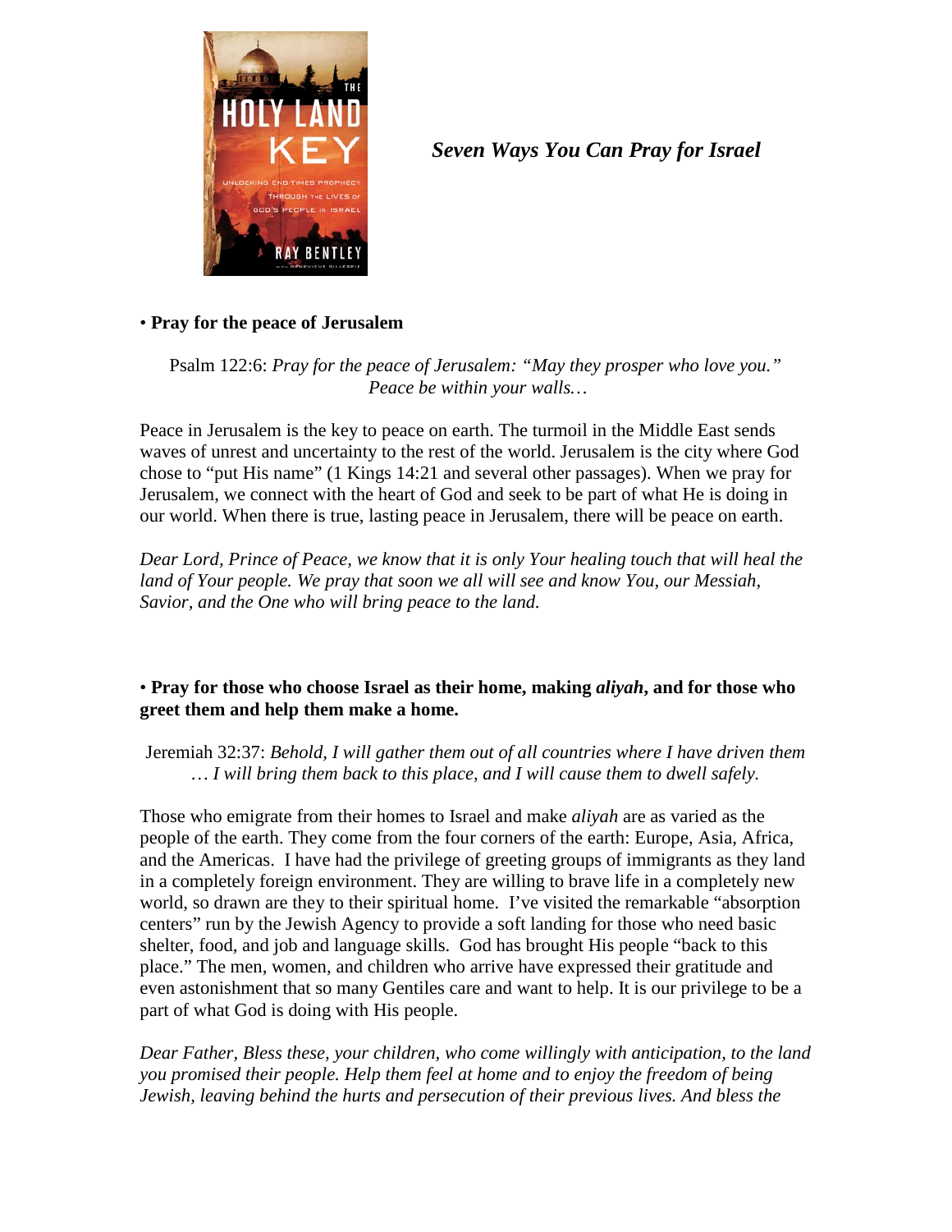# *Seven Ways You Can Pray for Israel*

• **Pray for the peace of Jerusalem**

Psalm 122:6: *Pray for the peace of Jerusalem: "May they prosper who love you." Peace be within your walls…*

Peace in Jerusalem is the key to peace on earth. The turmoil in the Middle East sends waves of unrest and uncertainty to the rest of the world. Jerusalem is the city where God chose to "put His name" (1 Kings 14:21 and several other passages). When we pray for Jerusalem, we connect with the heart of God and seek to be part of what He is doing in our world. When there is true, lasting peace in Jerusalem, there will be peace on earth.

*Dear Lord, Prince of Peace, we know that it is only Your healing touch that will heal the land of Your people. We pray that soon we all will see and know You, our Messiah, Savior, and the One who will bring peace to the land.*

• **Pray for those who choose Israel as their home, making *aliyah*, and for those who greet them and help them make a home.**

Jeremiah 32:37: *Behold, I will gather them out of all countries where I have driven them … I will bring them back to this place, and I will cause them to dwell safely.*

Those who emigrate from their homes to Israel and make *aliyah* are as varied as the people of the earth. They come from the four corners of the earth: Europe, Asia, Africa, and the Americas. I have had the privilege of greeting groups of immigrants as they land in a completely foreign environment. They are willing to brave life in a completely new world, so drawn are they to their spiritual home. I've visited the remarkable "absorption centers" run by the Jewish Agency to provide a soft landing for those who need basic shelter, food, and job and language skills. God has brought His people "back to this place." The men, women, and children who arrive have expressed their gratitude and even astonishment that so many Gentiles care and want to help. It is our privilege to be a part of what God is doing with His people.

*Dear Father, Bless these, your children, who come willingly with anticipation, to the land you promised their people. Help them feel at home and to enjoy the freedom of being Jewish, leaving behind the hurts and persecution of their previous lives. And bless the*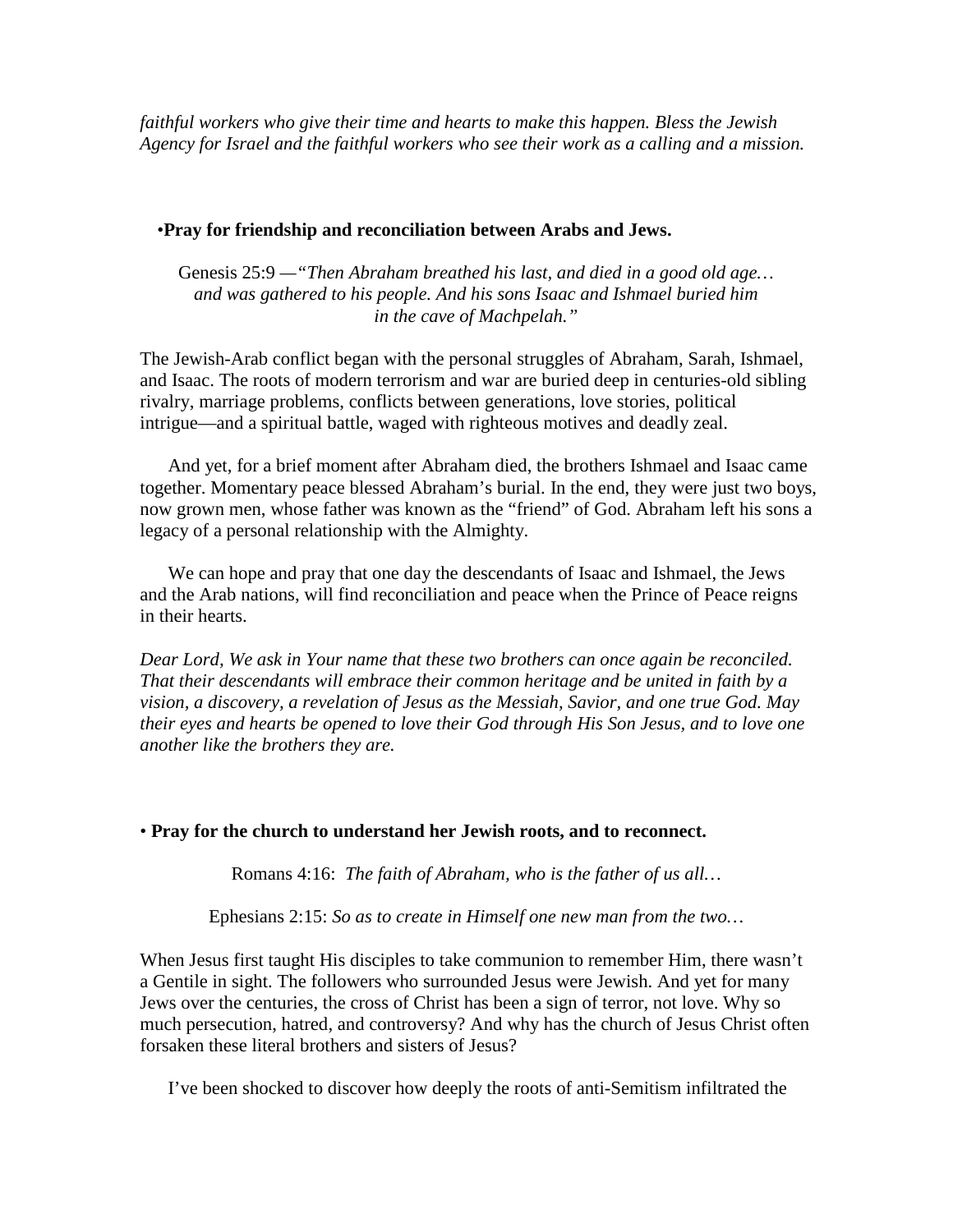*faithful workers who give their time and hearts to make this happen. Bless the Jewish Agency for Israel and the faithful workers who see their work as a calling and a mission.*

•**Pray for friendship and reconciliation between Arabs and Jews.**

Genesis 25:9 —*"Then Abraham breathed his last, and died in a good old age… and was gathered to his people. And his sons Isaac and Ishmael buried him in the cave of Machpelah."*

The Jewish-Arab conflict began with the personal struggles of Abraham, Sarah, Ishmael, and Isaac. The roots of modern terrorism and war are buried deep in centuries-old sibling rivalry, marriage problems, conflicts between generations, love stories, political intrigue—and a spiritual battle, waged with righteous motives and deadly zeal.

And yet, for a brief moment after Abraham died, the brothers Ishmael and Isaac came together. Momentary peace blessed Abraham's burial. In the end, they were just two boys, now grown men, whose father was known as the "friend" of God. Abraham left his sons a legacy of a personal relationship with the Almighty.

We can hope and pray that one day the descendants of Isaac and Ishmael, the Jews and the Arab nations, will find reconciliation and peace when the Prince of Peace reigns in their hearts.

*Dear Lord, We ask in Your name that these two brothers can once again be reconciled. That their descendants will embrace their common heritage and be united in faith by a vision, a discovery, a revelation of Jesus as the Messiah, Savior, and one true God. May their eyes and hearts be opened to love their God through His Son Jesus, and to love one another like the brothers they are.*

• **Pray for the church to understand her Jewish roots, and to reconnect.**

Romans 4:16: *The faith of Abraham, who is the father of us all…*

Ephesians 2:15: *So as to create in Himself one new man from the two…*

When Jesus first taught His disciples to take communion to remember Him, there wasn't a Gentile in sight. The followers who surrounded Jesus were Jewish. And yet for many Jews over the centuries, the cross of Christ has been a sign of terror, not love. Why so much persecution, hatred, and controversy? And why has the church of Jesus Christ often forsaken these literal brothers and sisters of Jesus?

I've been shocked to discover how deeply the roots of anti-Semitism infiltrated the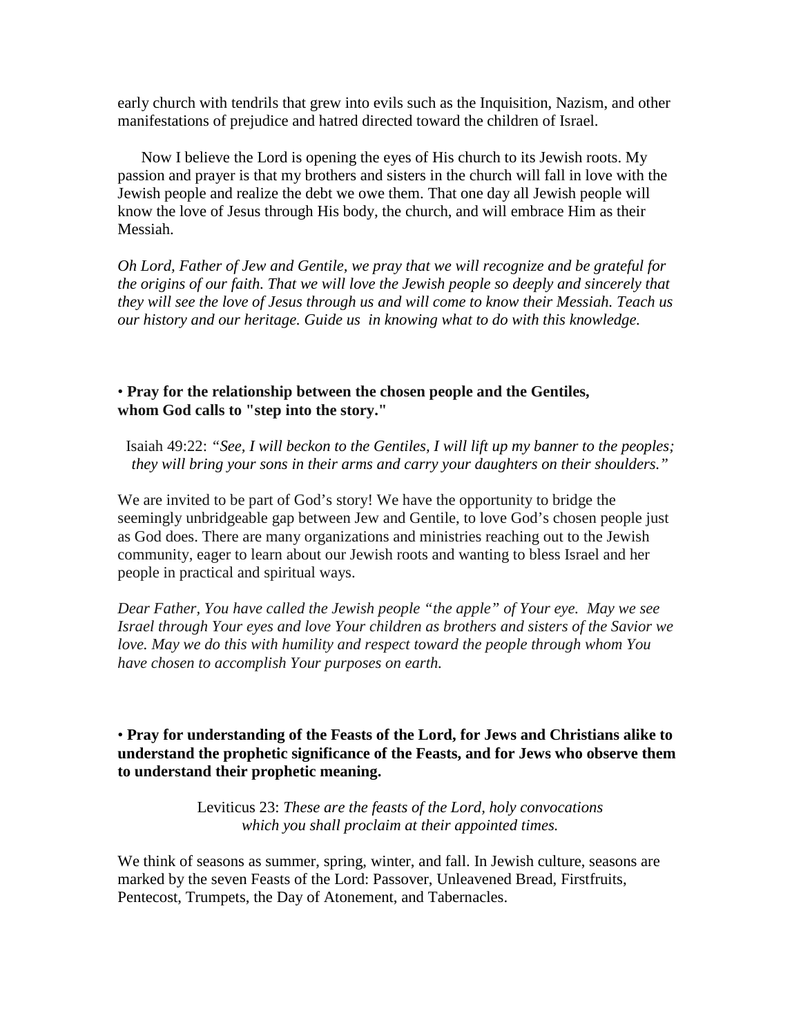early church with tendrils that grew into evils such as the Inquisition, Nazism, and other manifestations of prejudice and hatred directed toward the children of Israel.

Now I believe the Lord is opening the eyes of His church to its Jewish roots. My passion and prayer is that my brothers and sisters in the church will fall in love with the Jewish people and realize the debt we owe them. That one day all Jewish people will know the love of Jesus through His body, the church, and will embrace Him as their Messiah.

*Oh Lord, Father of Jew and Gentile, we pray that we will recognize and be grateful for the origins of our faith. That we will love the Jewish people so deeply and sincerely that they will see the love of Jesus through us and will come to know their Messiah. Teach us our history and our heritage. Guide us in knowing what to do with this knowledge.*

• **Pray for the relationship between the chosen people and the Gentiles, whom God calls to "step into the story."**

Isaiah 49:22: *"See, I will beckon to the Gentiles, I will lift up my banner to the peoples; they will bring your sons in their arms and carry your daughters on their shoulders."*

We are invited to be part of God's story! We have the opportunity to bridge the seemingly unbridgeable gap between Jew and Gentile, to love God's chosen people just as God does. There are many organizations and ministries reaching out to the Jewish community, eager to learn about our Jewish roots and wanting to bless Israel and her people in practical and spiritual ways.

*Dear Father, You have called the Jewish people "the apple" of Your eye. May we see Israel through Your eyes and love Your children as brothers and sisters of the Savior we love. May we do this with humility and respect toward the people through whom You have chosen to accomplish Your purposes on earth.*

• **Pray for understanding of the Feasts of the Lord, for Jews and Christians alike to understand the prophetic significance of the Feasts, and for Jews who observe them to understand their prophetic meaning.**

Leviticus 23: *These are the feasts of the Lord, holy convocations which you shall proclaim at their appointed times.*

We think of seasons as summer, spring, winter, and fall. In Jewish culture, seasons are marked by the seven Feasts of the Lord: Passover, Unleavened Bread, Firstfruits, Pentecost, Trumpets, the Day of Atonement, and Tabernacles.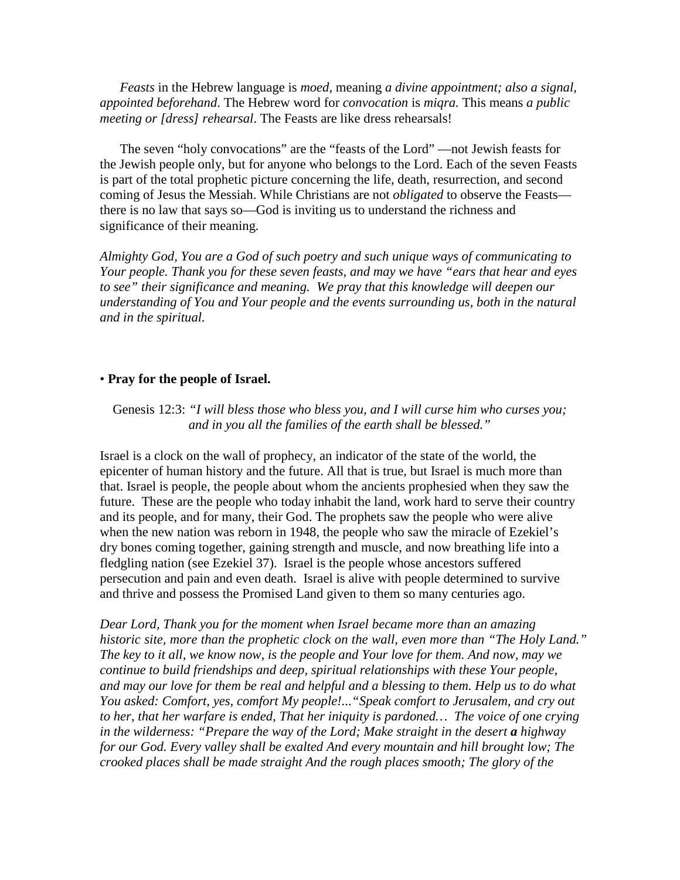*Feasts* in the Hebrew language is *moed*, meaning *a divine appointment; also a signal, appointed beforehand*. The Hebrew word for *convocation* is *miqra*. This means *a public meeting or [dress] rehearsal*. The Feasts are like dress rehearsals!

The seven "holy convocations" are the "feasts of the Lord" —not Jewish feasts for the Jewish people only, but for anyone who belongs to the Lord. Each of the seven Feasts is part of the total prophetic picture concerning the life, death, resurrection, and second coming of Jesus the Messiah. While Christians are not *obligated* to observe the Feasts—there is no law that says so—God is inviting us to understand the richness and significance of their meaning.

*Almighty God, You are a God of such poetry and such unique ways of communicating to Your people. Thank you for these seven feasts, and may we have "ears that hear and eyes to see" their significance and meaning. We pray that this knowledge will deepen our understanding of You and Your people and the events surrounding us, both in the natural and in the spiritual.*

• **Pray for the people of Israel.**

Genesis 12:3: *"I will bless those who bless you, and I will curse him who curses you; and in you all the families of the earth shall be blessed."*

Israel is a clock on the wall of prophecy, an indicator of the state of the world, the epicenter of human history and the future. All that is true, but Israel is much more than that. Israel is people, the people about whom the ancients prophesied when they saw the future. These are the people who today inhabit the land, work hard to serve their country and its people, and for many, their God. The prophets saw the people who were alive when the new nation was reborn in 1948, the people who saw the miracle of Ezekiel's dry bones coming together, gaining strength and muscle, and now breathing life into a fledgling nation (see Ezekiel 37). Israel is the people whose ancestors suffered persecution and pain and even death. Israel is alive with people determined to survive and thrive and possess the Promised Land given to them so many centuries ago.

*Dear Lord, Thank you for the moment when Israel became more than an amazing historic site, more than the prophetic clock on the wall, even more than "The Holy Land." The key to it all, we know now, is the people and Your love for them. And now, may we continue to build friendships and deep, spiritual relationships with these Your people, and may our love for them be real and helpful and a blessing to them. Help us to do what You asked: Comfort, yes, comfort My people!..."Speak comfort to Jerusalem, and cry out to her, that her warfare is ended, That her iniquity is pardoned… The voice of one crying in the wilderness: "Prepare the way of the Lord; Make straight in the desert* ***a*** *highway for our God. Every valley shall be exalted And every mountain and hill brought low; The crooked places shall be made straight And the rough places smooth; The glory of the*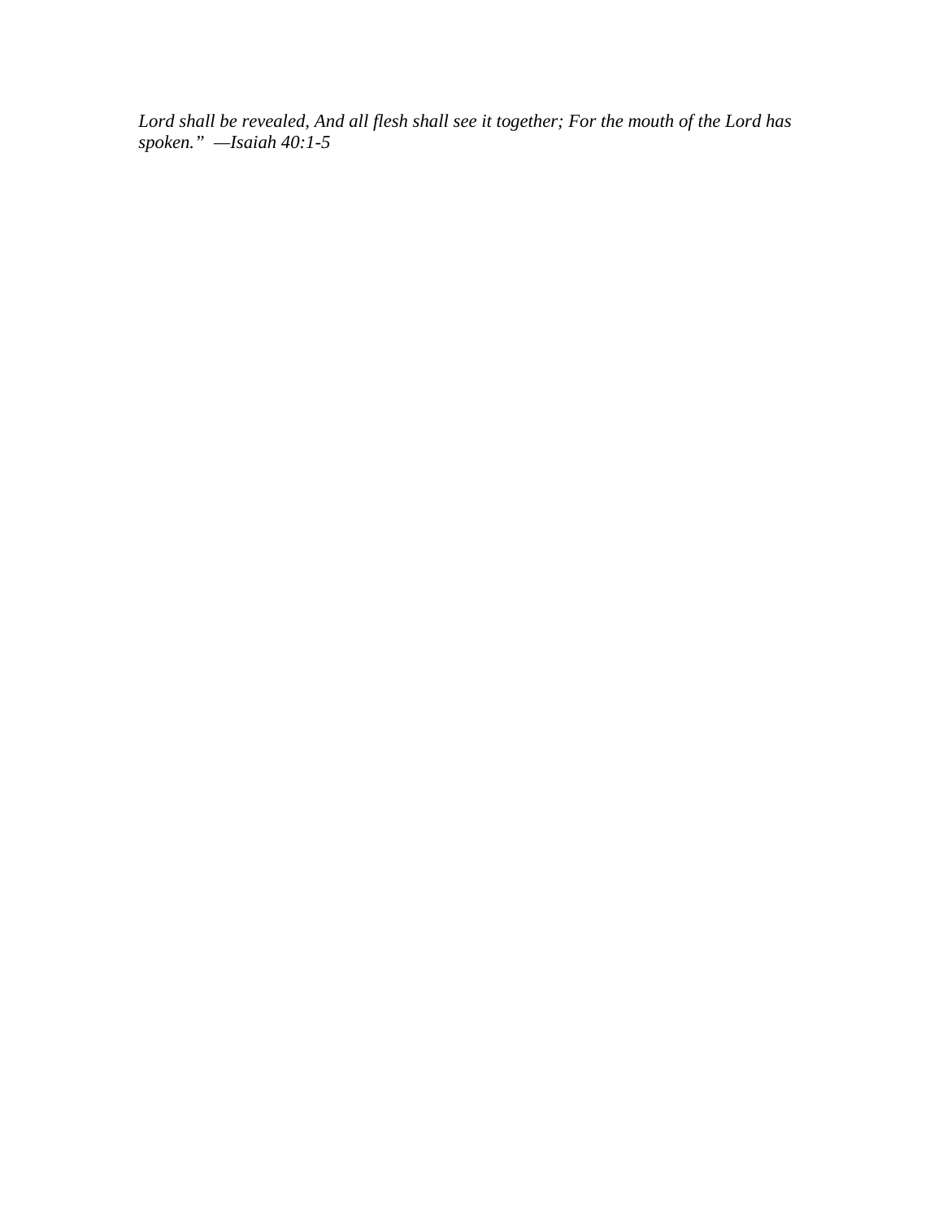*Lord shall be revealed, And all flesh shall see it together; For the mouth of the Lord has spoken."  —Isaiah 40:1-5*